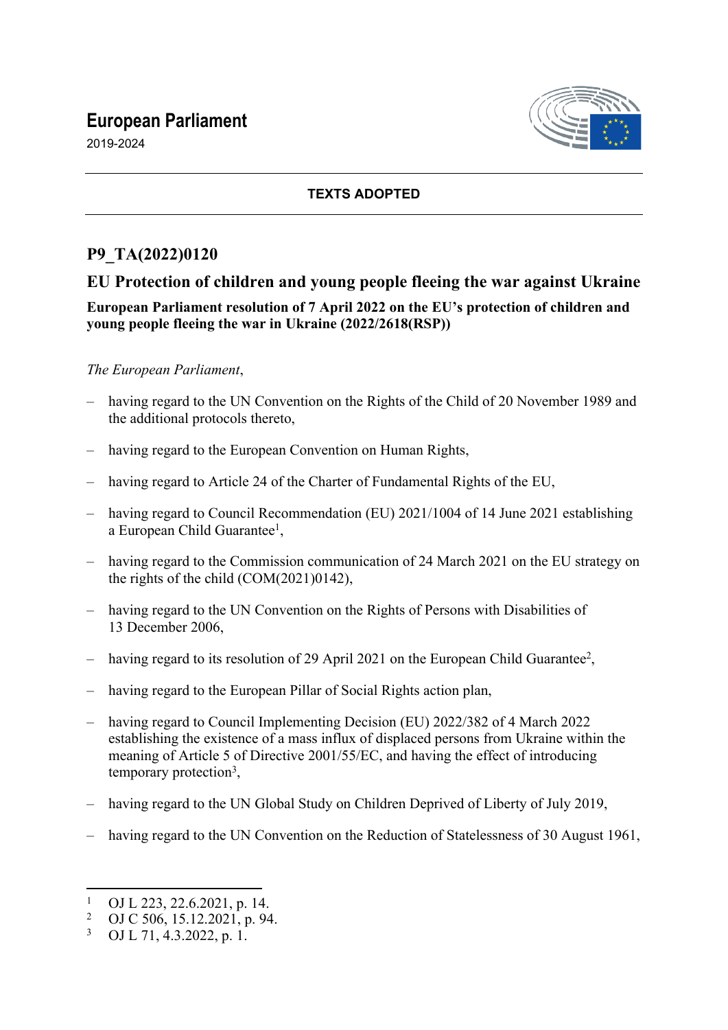# European Parliament

2019-2024

**TEXTS ADOPTED**

## P9_TA(2022)0120

## EU Protection of children and young people fleeing the war against Ukraine

**European Parliament resolution of 7 April 2022 on the EU's protection of children and young people fleeing the war in Ukraine (2022/2618(RSP))**

*The European Parliament*,

– having regard to the UN Convention on the Rights of the Child of 20 November 1989 and the additional protocols thereto,

– having regard to the European Convention on Human Rights,

– having regard to Article 24 of the Charter of Fundamental Rights of the EU,

– having regard to Council Recommendation (EU) 2021/1004 of 14 June 2021 establishing a European Child Guarantee[1],

– having regard to the Commission communication of 24 March 2021 on the EU strategy on the rights of the child (COM(2021)0142),

– having regard to the UN Convention on the Rights of Persons with Disabilities of 13 December 2006,

– having regard to its resolution of 29 April 2021 on the European Child Guarantee[2],

– having regard to the European Pillar of Social Rights action plan,

– having regard to Council Implementing Decision (EU) 2022/382 of 4 March 2022 establishing the existence of a mass influx of displaced persons from Ukraine within the meaning of Article 5 of Directive 2001/55/EC, and having the effect of introducing temporary protection[3],

– having regard to the UN Global Study on Children Deprived of Liberty of July 2019,

– having regard to the UN Convention on the Reduction of Statelessness of 30 August 1961,

[1] OJ L 223, 22.6.2021, p. 14.
[2] OJ C 506, 15.12.2021, p. 94.
[3] OJ L 71, 4.3.2022, p. 1.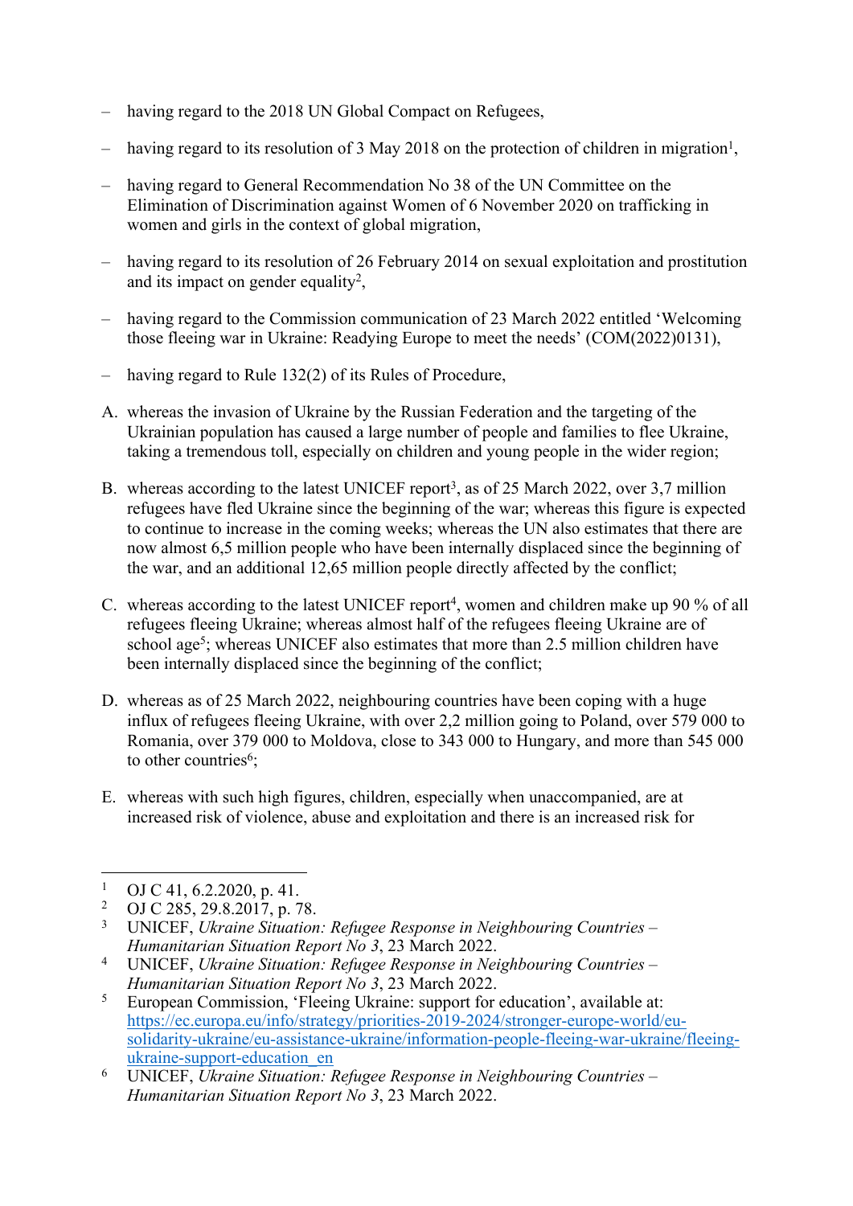– having regard to the 2018 UN Global Compact on Refugees,

– having regard to its resolution of 3 May 2018 on the protection of children in migration[1],

– having regard to General Recommendation No 38 of the UN Committee on the Elimination of Discrimination against Women of 6 November 2020 on trafficking in women and girls in the context of global migration,

– having regard to its resolution of 26 February 2014 on sexual exploitation and prostitution and its impact on gender equality[2],

– having regard to the Commission communication of 23 March 2022 entitled 'Welcoming those fleeing war in Ukraine: Readying Europe to meet the needs' (COM(2022)0131),

– having regard to Rule 132(2) of its Rules of Procedure,

A. whereas the invasion of Ukraine by the Russian Federation and the targeting of the Ukrainian population has caused a large number of people and families to flee Ukraine, taking a tremendous toll, especially on children and young people in the wider region;

B. whereas according to the latest UNICEF report[3], as of 25 March 2022, over 3,7 million refugees have fled Ukraine since the beginning of the war; whereas this figure is expected to continue to increase in the coming weeks; whereas the UN also estimates that there are now almost 6,5 million people who have been internally displaced since the beginning of the war, and an additional 12,65 million people directly affected by the conflict;

C. whereas according to the latest UNICEF report[4], women and children make up 90 % of all refugees fleeing Ukraine; whereas almost half of the refugees fleeing Ukraine are of school age[5]; whereas UNICEF also estimates that more than 2.5 million children have been internally displaced since the beginning of the conflict;

D. whereas as of 25 March 2022, neighbouring countries have been coping with a huge influx of refugees fleeing Ukraine, with over 2,2 million going to Poland, over 579 000 to Romania, over 379 000 to Moldova, close to 343 000 to Hungary, and more than 545 000 to other countries[6];

E. whereas with such high figures, children, especially when unaccompanied, are at increased risk of violence, abuse and exploitation and there is an increased risk for

---

[1] OJ C 41, 6.2.2020, p. 41.

[2] OJ C 285, 29.8.2017, p. 78.

[3] UNICEF, *Ukraine Situation: Refugee Response in Neighbouring Countries – Humanitarian Situation Report No 3*, 23 March 2022.

[4] UNICEF, *Ukraine Situation: Refugee Response in Neighbouring Countries – Humanitarian Situation Report No 3*, 23 March 2022.

[5] European Commission, 'Fleeing Ukraine: support for education', available at: https://ec.europa.eu/info/strategy/priorities-2019-2024/stronger-europe-world/eu-solidarity-ukraine/eu-assistance-ukraine/information-people-fleeing-war-ukraine/fleeing-ukraine-support-education_en

[6] UNICEF, *Ukraine Situation: Refugee Response in Neighbouring Countries – Humanitarian Situation Report No 3*, 23 March 2022.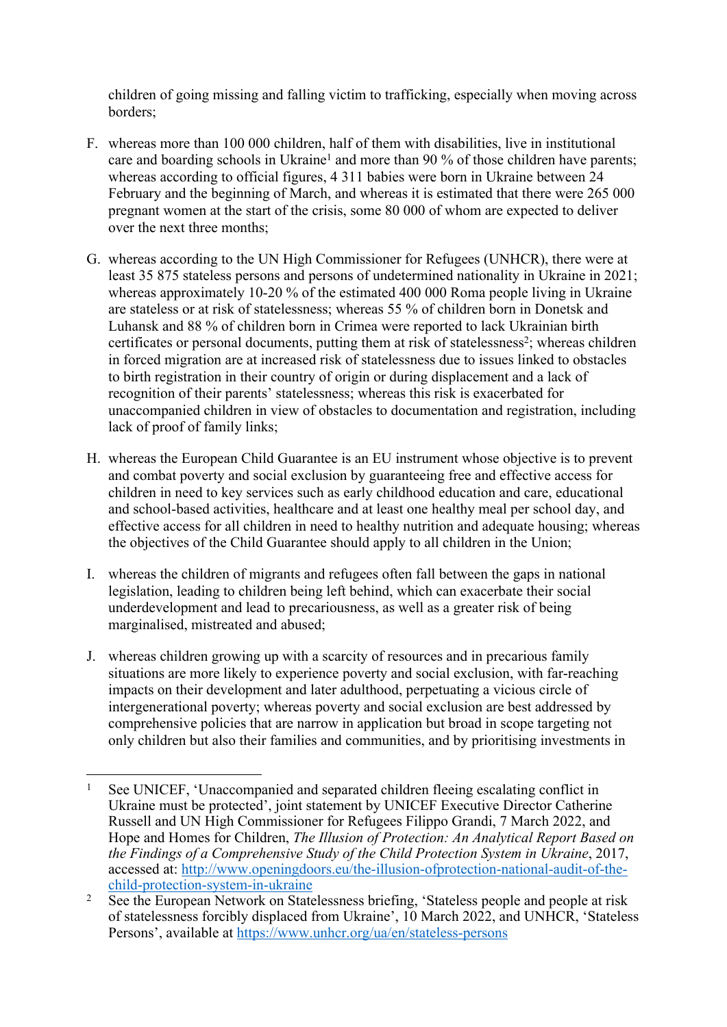children of going missing and falling victim to trafficking, especially when moving across borders;

F. whereas more than 100 000 children, half of them with disabilities, live in institutional care and boarding schools in Ukraine[1] and more than 90 % of those children have parents; whereas according to official figures, 4 311 babies were born in Ukraine between 24 February and the beginning of March, and whereas it is estimated that there were 265 000 pregnant women at the start of the crisis, some 80 000 of whom are expected to deliver over the next three months;

G. whereas according to the UN High Commissioner for Refugees (UNHCR), there were at least 35 875 stateless persons and persons of undetermined nationality in Ukraine in 2021; whereas approximately 10-20 % of the estimated 400 000 Roma people living in Ukraine are stateless or at risk of statelessness; whereas 55 % of children born in Donetsk and Luhansk and 88 % of children born in Crimea were reported to lack Ukrainian birth certificates or personal documents, putting them at risk of statelessness[2]; whereas children in forced migration are at increased risk of statelessness due to issues linked to obstacles to birth registration in their country of origin or during displacement and a lack of recognition of their parents' statelessness; whereas this risk is exacerbated for unaccompanied children in view of obstacles to documentation and registration, including lack of proof of family links;

H. whereas the European Child Guarantee is an EU instrument whose objective is to prevent and combat poverty and social exclusion by guaranteeing free and effective access for children in need to key services such as early childhood education and care, educational and school-based activities, healthcare and at least one healthy meal per school day, and effective access for all children in need to healthy nutrition and adequate housing; whereas the objectives of the Child Guarantee should apply to all children in the Union;

I. whereas the children of migrants and refugees often fall between the gaps in national legislation, leading to children being left behind, which can exacerbate their social underdevelopment and lead to precariousness, as well as a greater risk of being marginalised, mistreated and abused;

J. whereas children growing up with a scarcity of resources and in precarious family situations are more likely to experience poverty and social exclusion, with far-reaching impacts on their development and later adulthood, perpetuating a vicious circle of intergenerational poverty; whereas poverty and social exclusion are best addressed by comprehensive policies that are narrow in application but broad in scope targeting not only children but also their families and communities, and by prioritising investments in

---

[1] See UNICEF, 'Unaccompanied and separated children fleeing escalating conflict in Ukraine must be protected', joint statement by UNICEF Executive Director Catherine Russell and UN High Commissioner for Refugees Filippo Grandi, 7 March 2022, and Hope and Homes for Children, *The Illusion of Protection: An Analytical Report Based on the Findings of a Comprehensive Study of the Child Protection System in Ukraine*, 2017, accessed at: [http://www.openingdoors.eu/the-illusion-ofprotection-national-audit-of-the-child-protection-system-in-ukraine](http://www.openingdoors.eu/the-illusion-ofprotection-national-audit-of-the-child-protection-system-in-ukraine)

[2] See the European Network on Statelessness briefing, 'Stateless people and people at risk of statelessness forcibly displaced from Ukraine', 10 March 2022, and UNHCR, 'Stateless Persons', available at [https://www.unhcr.org/ua/en/stateless-persons](https://www.unhcr.org/ua/en/stateless-persons)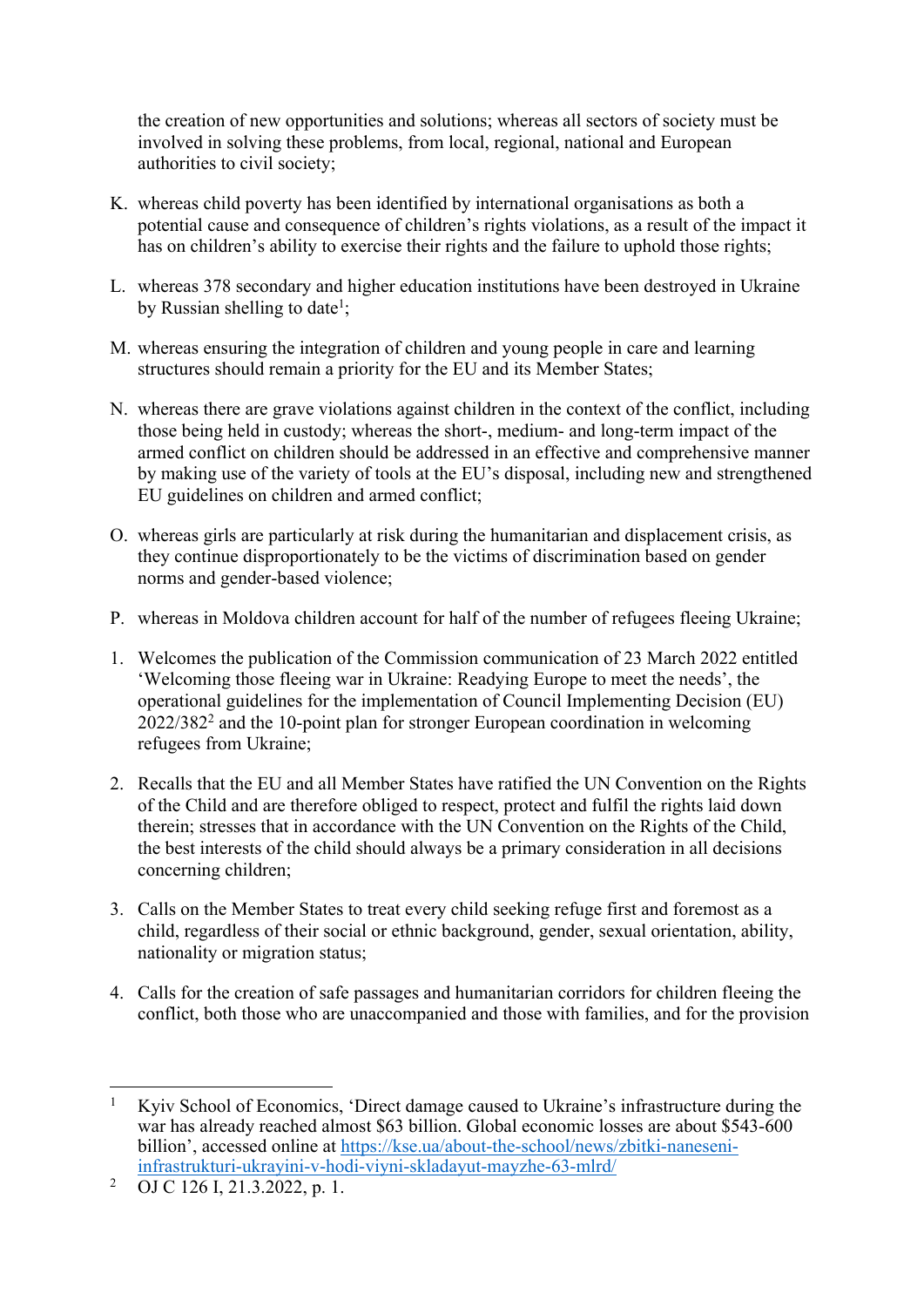the creation of new opportunities and solutions; whereas all sectors of society must be involved in solving these problems, from local, regional, national and European authorities to civil society;

K. whereas child poverty has been identified by international organisations as both a potential cause and consequence of children's rights violations, as a result of the impact it has on children's ability to exercise their rights and the failure to uphold those rights;

L. whereas 378 secondary and higher education institutions have been destroyed in Ukraine by Russian shelling to date[1];

M. whereas ensuring the integration of children and young people in care and learning structures should remain a priority for the EU and its Member States;

N. whereas there are grave violations against children in the context of the conflict, including those being held in custody; whereas the short-, medium- and long-term impact of the armed conflict on children should be addressed in an effective and comprehensive manner by making use of the variety of tools at the EU's disposal, including new and strengthened EU guidelines on children and armed conflict;

O. whereas girls are particularly at risk during the humanitarian and displacement crisis, as they continue disproportionately to be the victims of discrimination based on gender norms and gender-based violence;

P. whereas in Moldova children account for half of the number of refugees fleeing Ukraine;

1. Welcomes the publication of the Commission communication of 23 March 2022 entitled 'Welcoming those fleeing war in Ukraine: Readying Europe to meet the needs', the operational guidelines for the implementation of Council Implementing Decision (EU) 2022/382[2] and the 10-point plan for stronger European coordination in welcoming refugees from Ukraine;

2. Recalls that the EU and all Member States have ratified the UN Convention on the Rights of the Child and are therefore obliged to respect, protect and fulfil the rights laid down therein; stresses that in accordance with the UN Convention on the Rights of the Child, the best interests of the child should always be a primary consideration in all decisions concerning children;

3. Calls on the Member States to treat every child seeking refuge first and foremost as a child, regardless of their social or ethnic background, gender, sexual orientation, ability, nationality or migration status;

4. Calls for the creation of safe passages and humanitarian corridors for children fleeing the conflict, both those who are unaccompanied and those with families, and for the provision

---

[1] Kyiv School of Economics, 'Direct damage caused to Ukraine's infrastructure during the war has already reached almost $63 billion. Global economic losses are about $543-600 billion', accessed online at https://kse.ua/about-the-school/news/zbitki-naneseni-infrastrukturi-ukrayini-v-hodi-viyni-skladayut-mayzhe-63-mlrd/

[2] OJ C 126 I, 21.3.2022, p. 1.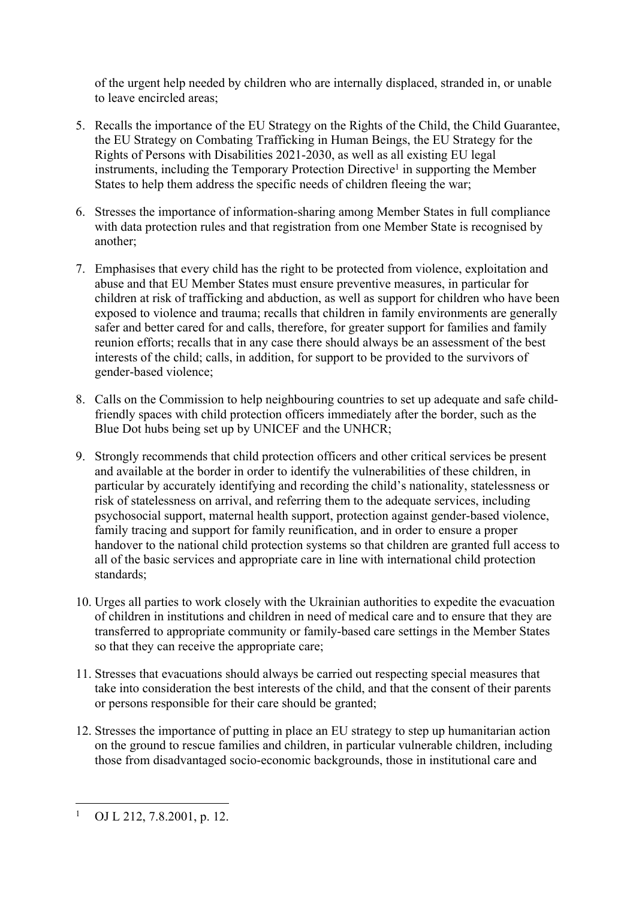of the urgent help needed by children who are internally displaced, stranded in, or unable to leave encircled areas;

5. Recalls the importance of the EU Strategy on the Rights of the Child, the Child Guarantee, the EU Strategy on Combating Trafficking in Human Beings, the EU Strategy for the Rights of Persons with Disabilities 2021-2030, as well as all existing EU legal instruments, including the Temporary Protection Directive[1] in supporting the Member States to help them address the specific needs of children fleeing the war;

6. Stresses the importance of information-sharing among Member States in full compliance with data protection rules and that registration from one Member State is recognised by another;

7. Emphasises that every child has the right to be protected from violence, exploitation and abuse and that EU Member States must ensure preventive measures, in particular for children at risk of trafficking and abduction, as well as support for children who have been exposed to violence and trauma; recalls that children in family environments are generally safer and better cared for and calls, therefore, for greater support for families and family reunion efforts; recalls that in any case there should always be an assessment of the best interests of the child; calls, in addition, for support to be provided to the survivors of gender-based violence;

8. Calls on the Commission to help neighbouring countries to set up adequate and safe child-friendly spaces with child protection officers immediately after the border, such as the Blue Dot hubs being set up by UNICEF and the UNHCR;

9. Strongly recommends that child protection officers and other critical services be present and available at the border in order to identify the vulnerabilities of these children, in particular by accurately identifying and recording the child's nationality, statelessness or risk of statelessness on arrival, and referring them to the adequate services, including psychosocial support, maternal health support, protection against gender-based violence, family tracing and support for family reunification, and in order to ensure a proper handover to the national child protection systems so that children are granted full access to all of the basic services and appropriate care in line with international child protection standards;

10. Urges all parties to work closely with the Ukrainian authorities to expedite the evacuation of children in institutions and children in need of medical care and to ensure that they are transferred to appropriate community or family-based care settings in the Member States so that they can receive the appropriate care;

11. Stresses that evacuations should always be carried out respecting special measures that take into consideration the best interests of the child, and that the consent of their parents or persons responsible for their care should be granted;

12. Stresses the importance of putting in place an EU strategy to step up humanitarian action on the ground to rescue families and children, in particular vulnerable children, including those from disadvantaged socio-economic backgrounds, those in institutional care and

---

[1] OJ L 212, 7.8.2001, p. 12.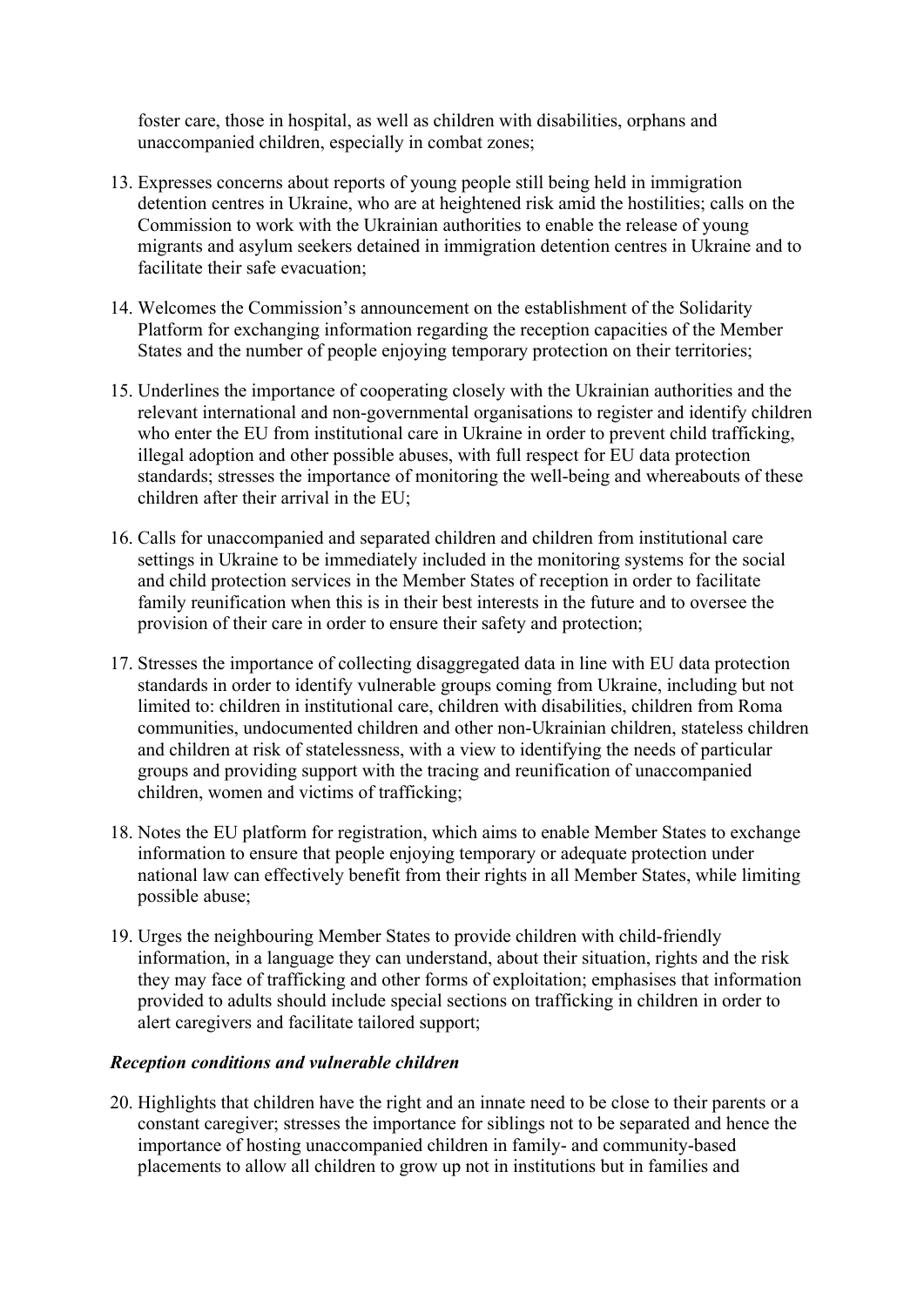foster care, those in hospital, as well as children with disabilities, orphans and unaccompanied children, especially in combat zones;

13. Expresses concerns about reports of young people still being held in immigration detention centres in Ukraine, who are at heightened risk amid the hostilities; calls on the Commission to work with the Ukrainian authorities to enable the release of young migrants and asylum seekers detained in immigration detention centres in Ukraine and to facilitate their safe evacuation;

14. Welcomes the Commission's announcement on the establishment of the Solidarity Platform for exchanging information regarding the reception capacities of the Member States and the number of people enjoying temporary protection on their territories;

15. Underlines the importance of cooperating closely with the Ukrainian authorities and the relevant international and non-governmental organisations to register and identify children who enter the EU from institutional care in Ukraine in order to prevent child trafficking, illegal adoption and other possible abuses, with full respect for EU data protection standards; stresses the importance of monitoring the well-being and whereabouts of these children after their arrival in the EU;

16. Calls for unaccompanied and separated children and children from institutional care settings in Ukraine to be immediately included in the monitoring systems for the social and child protection services in the Member States of reception in order to facilitate family reunification when this is in their best interests in the future and to oversee the provision of their care in order to ensure their safety and protection;

17. Stresses the importance of collecting disaggregated data in line with EU data protection standards in order to identify vulnerable groups coming from Ukraine, including but not limited to: children in institutional care, children with disabilities, children from Roma communities, undocumented children and other non-Ukrainian children, stateless children and children at risk of statelessness, with a view to identifying the needs of particular groups and providing support with the tracing and reunification of unaccompanied children, women and victims of trafficking;

18. Notes the EU platform for registration, which aims to enable Member States to exchange information to ensure that people enjoying temporary or adequate protection under national law can effectively benefit from their rights in all Member States, while limiting possible abuse;

19. Urges the neighbouring Member States to provide children with child-friendly information, in a language they can understand, about their situation, rights and the risk they may face of trafficking and other forms of exploitation; emphasises that information provided to adults should include special sections on trafficking in children in order to alert caregivers and facilitate tailored support;

***Reception conditions and vulnerable children***

20. Highlights that children have the right and an innate need to be close to their parents or a constant caregiver; stresses the importance for siblings not to be separated and hence the importance of hosting unaccompanied children in family- and community-based placements to allow all children to grow up not in institutions but in families and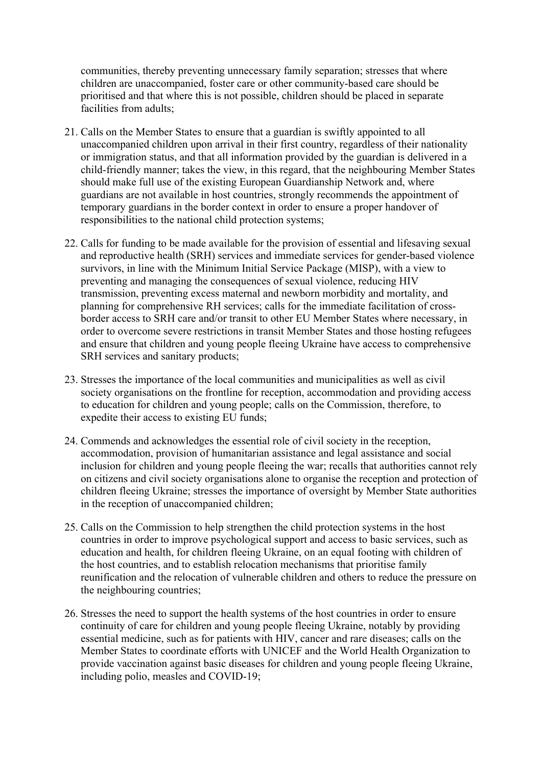communities, thereby preventing unnecessary family separation; stresses that where children are unaccompanied, foster care or other community-based care should be prioritised and that where this is not possible, children should be placed in separate facilities from adults;

21. Calls on the Member States to ensure that a guardian is swiftly appointed to all unaccompanied children upon arrival in their first country, regardless of their nationality or immigration status, and that all information provided by the guardian is delivered in a child-friendly manner; takes the view, in this regard, that the neighbouring Member States should make full use of the existing European Guardianship Network and, where guardians are not available in host countries, strongly recommends the appointment of temporary guardians in the border context in order to ensure a proper handover of responsibilities to the national child protection systems;

22. Calls for funding to be made available for the provision of essential and lifesaving sexual and reproductive health (SRH) services and immediate services for gender-based violence survivors, in line with the Minimum Initial Service Package (MISP), with a view to preventing and managing the consequences of sexual violence, reducing HIV transmission, preventing excess maternal and newborn morbidity and mortality, and planning for comprehensive RH services; calls for the immediate facilitation of cross-border access to SRH care and/or transit to other EU Member States where necessary, in order to overcome severe restrictions in transit Member States and those hosting refugees and ensure that children and young people fleeing Ukraine have access to comprehensive SRH services and sanitary products;

23. Stresses the importance of the local communities and municipalities as well as civil society organisations on the frontline for reception, accommodation and providing access to education for children and young people; calls on the Commission, therefore, to expedite their access to existing EU funds;

24. Commends and acknowledges the essential role of civil society in the reception, accommodation, provision of humanitarian assistance and legal assistance and social inclusion for children and young people fleeing the war; recalls that authorities cannot rely on citizens and civil society organisations alone to organise the reception and protection of children fleeing Ukraine; stresses the importance of oversight by Member State authorities in the reception of unaccompanied children;

25. Calls on the Commission to help strengthen the child protection systems in the host countries in order to improve psychological support and access to basic services, such as education and health, for children fleeing Ukraine, on an equal footing with children of the host countries, and to establish relocation mechanisms that prioritise family reunification and the relocation of vulnerable children and others to reduce the pressure on the neighbouring countries;

26. Stresses the need to support the health systems of the host countries in order to ensure continuity of care for children and young people fleeing Ukraine, notably by providing essential medicine, such as for patients with HIV, cancer and rare diseases; calls on the Member States to coordinate efforts with UNICEF and the World Health Organization to provide vaccination against basic diseases for children and young people fleeing Ukraine, including polio, measles and COVID-19;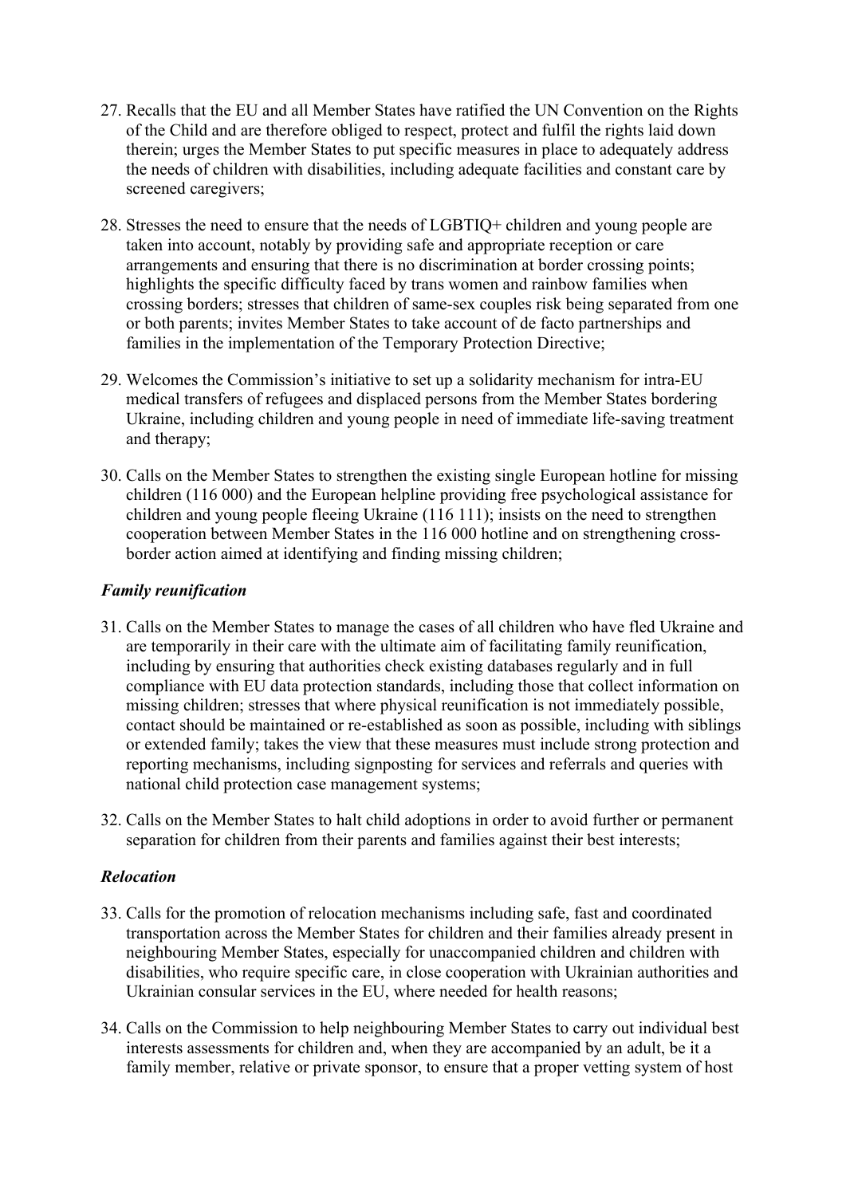27. Recalls that the EU and all Member States have ratified the UN Convention on the Rights of the Child and are therefore obliged to respect, protect and fulfil the rights laid down therein; urges the Member States to put specific measures in place to adequately address the needs of children with disabilities, including adequate facilities and constant care by screened caregivers;

28. Stresses the need to ensure that the needs of LGBTIQ+ children and young people are taken into account, notably by providing safe and appropriate reception or care arrangements and ensuring that there is no discrimination at border crossing points; highlights the specific difficulty faced by trans women and rainbow families when crossing borders; stresses that children of same-sex couples risk being separated from one or both parents; invites Member States to take account of de facto partnerships and families in the implementation of the Temporary Protection Directive;

29. Welcomes the Commission's initiative to set up a solidarity mechanism for intra-EU medical transfers of refugees and displaced persons from the Member States bordering Ukraine, including children and young people in need of immediate life-saving treatment and therapy;

30. Calls on the Member States to strengthen the existing single European hotline for missing children (116 000) and the European helpline providing free psychological assistance for children and young people fleeing Ukraine (116 111); insists on the need to strengthen cooperation between Member States in the 116 000 hotline and on strengthening cross-border action aimed at identifying and finding missing children;

### *Family reunification*

31. Calls on the Member States to manage the cases of all children who have fled Ukraine and are temporarily in their care with the ultimate aim of facilitating family reunification, including by ensuring that authorities check existing databases regularly and in full compliance with EU data protection standards, including those that collect information on missing children; stresses that where physical reunification is not immediately possible, contact should be maintained or re-established as soon as possible, including with siblings or extended family; takes the view that these measures must include strong protection and reporting mechanisms, including signposting for services and referrals and queries with national child protection case management systems;

32. Calls on the Member States to halt child adoptions in order to avoid further or permanent separation for children from their parents and families against their best interests;

### *Relocation*

33. Calls for the promotion of relocation mechanisms including safe, fast and coordinated transportation across the Member States for children and their families already present in neighbouring Member States, especially for unaccompanied children and children with disabilities, who require specific care, in close cooperation with Ukrainian authorities and Ukrainian consular services in the EU, where needed for health reasons;

34. Calls on the Commission to help neighbouring Member States to carry out individual best interests assessments for children and, when they are accompanied by an adult, be it a family member, relative or private sponsor, to ensure that a proper vetting system of host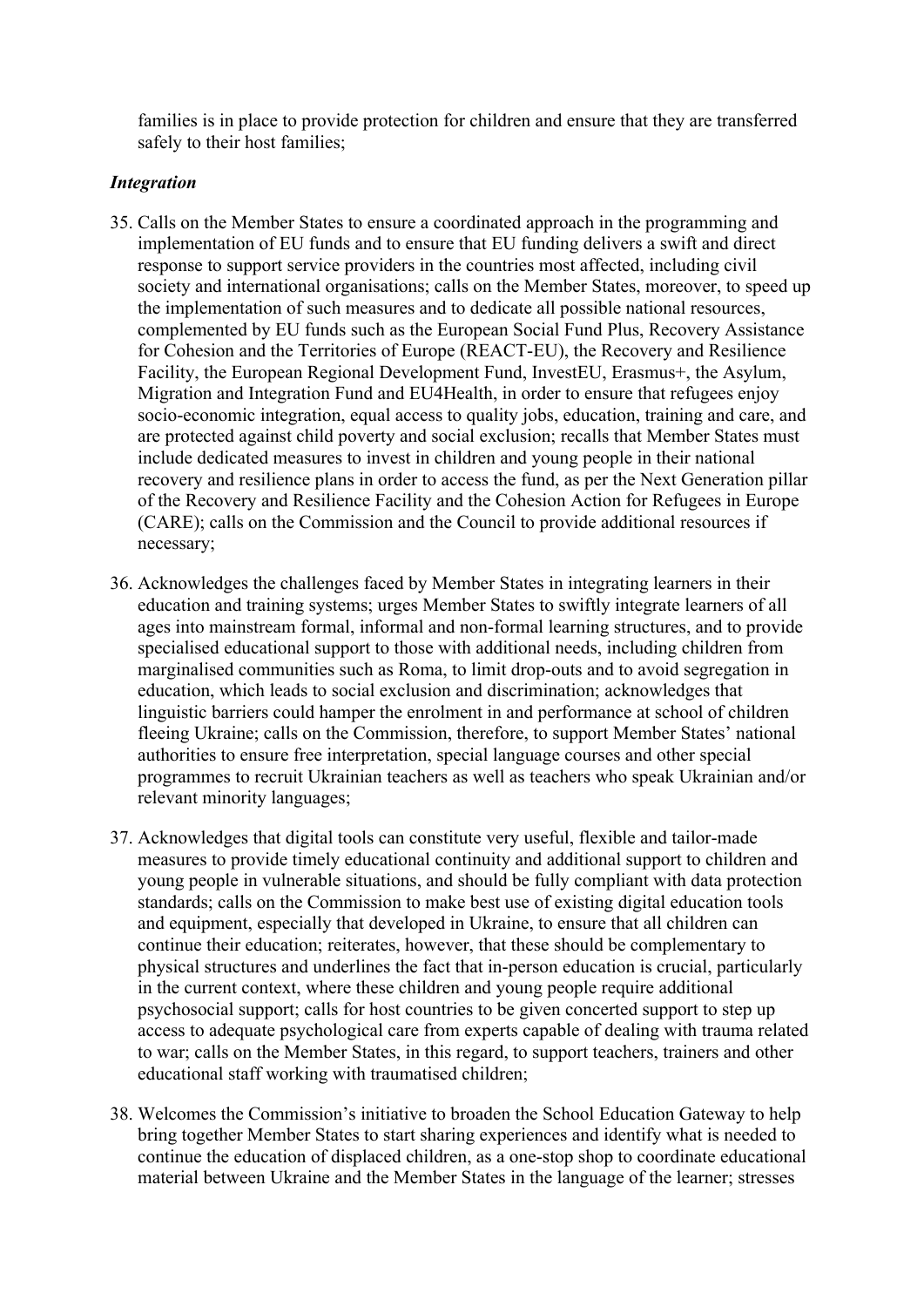families is in place to provide protection for children and ensure that they are transferred safely to their host families;

***Integration***

35. Calls on the Member States to ensure a coordinated approach in the programming and implementation of EU funds and to ensure that EU funding delivers a swift and direct response to support service providers in the countries most affected, including civil society and international organisations; calls on the Member States, moreover, to speed up the implementation of such measures and to dedicate all possible national resources, complemented by EU funds such as the European Social Fund Plus, Recovery Assistance for Cohesion and the Territories of Europe (REACT-EU), the Recovery and Resilience Facility, the European Regional Development Fund, InvestEU, Erasmus+, the Asylum, Migration and Integration Fund and EU4Health, in order to ensure that refugees enjoy socio-economic integration, equal access to quality jobs, education, training and care, and are protected against child poverty and social exclusion; recalls that Member States must include dedicated measures to invest in children and young people in their national recovery and resilience plans in order to access the fund, as per the Next Generation pillar of the Recovery and Resilience Facility and the Cohesion Action for Refugees in Europe (CARE); calls on the Commission and the Council to provide additional resources if necessary;

36. Acknowledges the challenges faced by Member States in integrating learners in their education and training systems; urges Member States to swiftly integrate learners of all ages into mainstream formal, informal and non-formal learning structures, and to provide specialised educational support to those with additional needs, including children from marginalised communities such as Roma, to limit drop-outs and to avoid segregation in education, which leads to social exclusion and discrimination; acknowledges that linguistic barriers could hamper the enrolment in and performance at school of children fleeing Ukraine; calls on the Commission, therefore, to support Member States' national authorities to ensure free interpretation, special language courses and other special programmes to recruit Ukrainian teachers as well as teachers who speak Ukrainian and/or relevant minority languages;

37. Acknowledges that digital tools can constitute very useful, flexible and tailor-made measures to provide timely educational continuity and additional support to children and young people in vulnerable situations, and should be fully compliant with data protection standards; calls on the Commission to make best use of existing digital education tools and equipment, especially that developed in Ukraine, to ensure that all children can continue their education; reiterates, however, that these should be complementary to physical structures and underlines the fact that in-person education is crucial, particularly in the current context, where these children and young people require additional psychosocial support; calls for host countries to be given concerted support to step up access to adequate psychological care from experts capable of dealing with trauma related to war; calls on the Member States, in this regard, to support teachers, trainers and other educational staff working with traumatised children;

38. Welcomes the Commission's initiative to broaden the School Education Gateway to help bring together Member States to start sharing experiences and identify what is needed to continue the education of displaced children, as a one-stop shop to coordinate educational material between Ukraine and the Member States in the language of the learner; stresses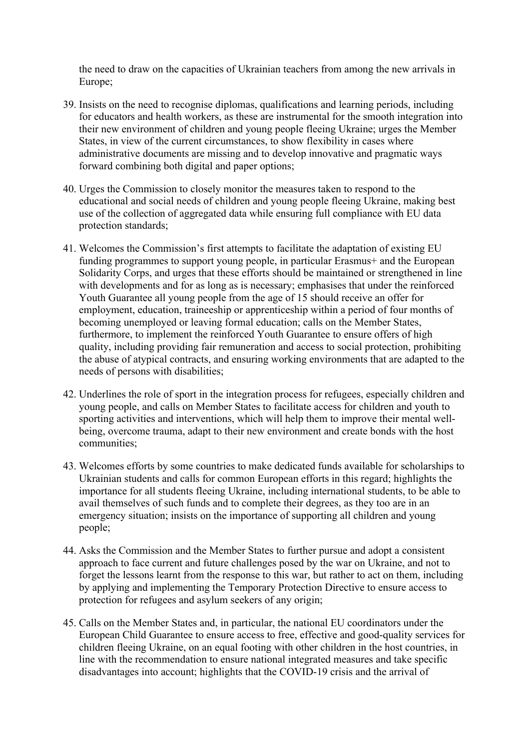the need to draw on the capacities of Ukrainian teachers from among the new arrivals in Europe;

39. Insists on the need to recognise diplomas, qualifications and learning periods, including for educators and health workers, as these are instrumental for the smooth integration into their new environment of children and young people fleeing Ukraine; urges the Member States, in view of the current circumstances, to show flexibility in cases where administrative documents are missing and to develop innovative and pragmatic ways forward combining both digital and paper options;

40. Urges the Commission to closely monitor the measures taken to respond to the educational and social needs of children and young people fleeing Ukraine, making best use of the collection of aggregated data while ensuring full compliance with EU data protection standards;

41. Welcomes the Commission's first attempts to facilitate the adaptation of existing EU funding programmes to support young people, in particular Erasmus+ and the European Solidarity Corps, and urges that these efforts should be maintained or strengthened in line with developments and for as long as is necessary; emphasises that under the reinforced Youth Guarantee all young people from the age of 15 should receive an offer for employment, education, traineeship or apprenticeship within a period of four months of becoming unemployed or leaving formal education; calls on the Member States, furthermore, to implement the reinforced Youth Guarantee to ensure offers of high quality, including providing fair remuneration and access to social protection, prohibiting the abuse of atypical contracts, and ensuring working environments that are adapted to the needs of persons with disabilities;

42. Underlines the role of sport in the integration process for refugees, especially children and young people, and calls on Member States to facilitate access for children and youth to sporting activities and interventions, which will help them to improve their mental well-being, overcome trauma, adapt to their new environment and create bonds with the host communities;

43. Welcomes efforts by some countries to make dedicated funds available for scholarships to Ukrainian students and calls for common European efforts in this regard; highlights the importance for all students fleeing Ukraine, including international students, to be able to avail themselves of such funds and to complete their degrees, as they too are in an emergency situation; insists on the importance of supporting all children and young people;

44. Asks the Commission and the Member States to further pursue and adopt a consistent approach to face current and future challenges posed by the war on Ukraine, and not to forget the lessons learnt from the response to this war, but rather to act on them, including by applying and implementing the Temporary Protection Directive to ensure access to protection for refugees and asylum seekers of any origin;

45. Calls on the Member States and, in particular, the national EU coordinators under the European Child Guarantee to ensure access to free, effective and good-quality services for children fleeing Ukraine, on an equal footing with other children in the host countries, in line with the recommendation to ensure national integrated measures and take specific disadvantages into account; highlights that the COVID-19 crisis and the arrival of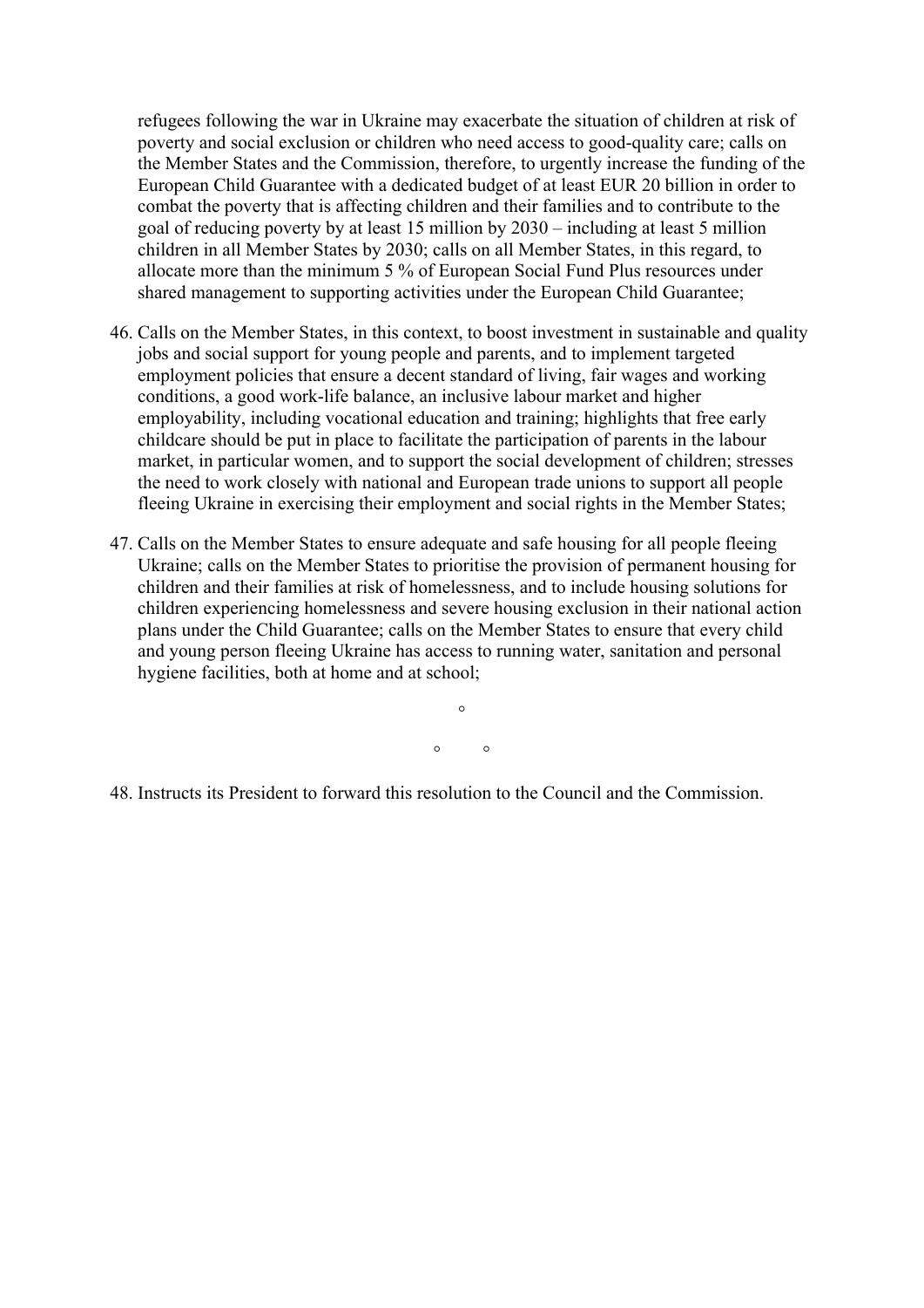refugees following the war in Ukraine may exacerbate the situation of children at risk of poverty and social exclusion or children who need access to good-quality care; calls on the Member States and the Commission, therefore, to urgently increase the funding of the European Child Guarantee with a dedicated budget of at least EUR 20 billion in order to combat the poverty that is affecting children and their families and to contribute to the goal of reducing poverty by at least 15 million by 2030 – including at least 5 million children in all Member States by 2030; calls on all Member States, in this regard, to allocate more than the minimum 5 % of European Social Fund Plus resources under shared management to supporting activities under the European Child Guarantee;

46. Calls on the Member States, in this context, to boost investment in sustainable and quality jobs and social support for young people and parents, and to implement targeted employment policies that ensure a decent standard of living, fair wages and working conditions, a good work-life balance, an inclusive labour market and higher employability, including vocational education and training; highlights that free early childcare should be put in place to facilitate the participation of parents in the labour market, in particular women, and to support the social development of children; stresses the need to work closely with national and European trade unions to support all people fleeing Ukraine in exercising their employment and social rights in the Member States;

47. Calls on the Member States to ensure adequate and safe housing for all people fleeing Ukraine; calls on the Member States to prioritise the provision of permanent housing for children and their families at risk of homelessness, and to include housing solutions for children experiencing homelessness and severe housing exclusion in their national action plans under the Child Guarantee; calls on the Member States to ensure that every child and young person fleeing Ukraine has access to running water, sanitation and personal hygiene facilities, both at home and at school;

°

° °

48. Instructs its President to forward this resolution to the Council and the Commission.